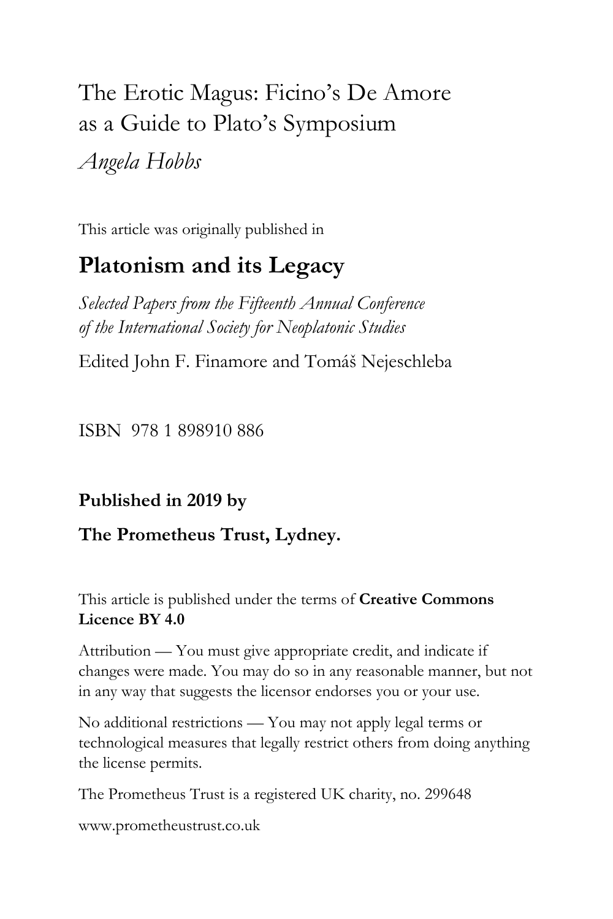# The Erotic Magus: Ficino's De Amore as a Guide to Plato's Symposium

*Angela Hobbs*

This article was originally published in

## Platonism and its Legacy

*Selected Papers from the Fifteenth Annual Conference of the International Society for Neoplatonic Studies*

Edited John F. Finamore and Tomáš Nejeschleba

ISBN 978 1 898910 886

**Published in 2019 by**

**The Prometheus Trust, Lydney.**

This article is published under the terms of **Creative Commons Licence BY 4.0**

Attribution — You must give appropriate credit, and indicate if changes were made. You may do so in any reasonable manner, but not in any way that suggests the licensor endorses you or your use.

No additional restrictions — You may not apply legal terms or technological measures that legally restrict others from doing anything the license permits.

The Prometheus Trust is a registered UK charity, no. 299648

www.prometheustrust.co.uk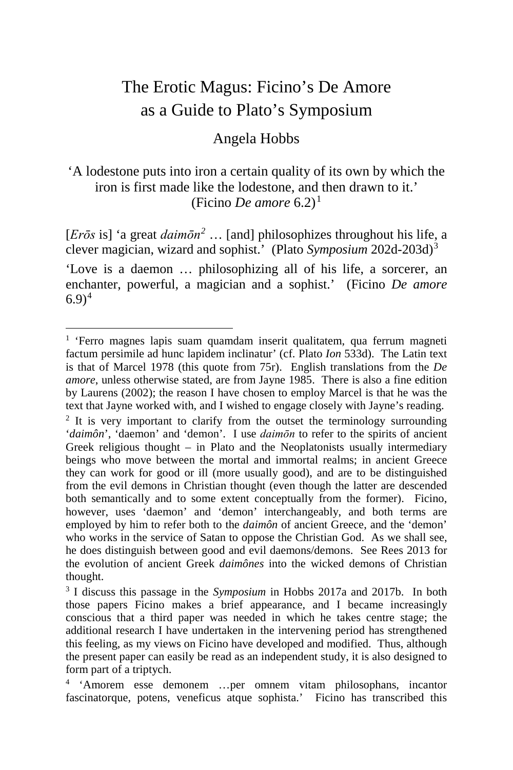# The Erotic Magus: Ficino's De Amore as a Guide to Plato's Symposium

## Angela Hobbs

'A lodestone puts into iron a certain quality of its own by which the iron is first made like the lodestone, and then drawn to it.' (Ficino *De amore* 6.2)[1]

[*Erōs* is] 'a great *daimōn*[2] … [and] philosophizes throughout his life, a clever magician, wizard and sophist.' (Plato *Symposium* 202d-203d)[3]

'Love is a daemon … philosophizing all of his life, a sorcerer, an enchanter, powerful, a magician and a sophist.' (Ficino *De amore* 6.9)[4]

---

[1] 'Ferro magnes lapis suam quamdam inserit qualitatem, qua ferrum magneti factum persimile ad hunc lapidem inclinatur' (cf. Plato *Ion* 533d). The Latin text is that of Marcel 1978 (this quote from 75r). English translations from the *De amore*, unless otherwise stated, are from Jayne 1985. There is also a fine edition by Laurens (2002); the reason I have chosen to employ Marcel is that he was the text that Jayne worked with, and I wished to engage closely with Jayne's reading.

[2] It is very important to clarify from the outset the terminology surrounding '*daimôn*', 'daemon' and 'demon'. I use *daimōn* to refer to the spirits of ancient Greek religious thought – in Plato and the Neoplatonists usually intermediary beings who move between the mortal and immortal realms; in ancient Greece they can work for good or ill (more usually good), and are to be distinguished from the evil demons in Christian thought (even though the latter are descended both semantically and to some extent conceptually from the former). Ficino, however, uses 'daemon' and 'demon' interchangeably, and both terms are employed by him to refer both to the *daimôn* of ancient Greece, and the 'demon' who works in the service of Satan to oppose the Christian God. As we shall see, he does distinguish between good and evil daemons/demons. See Rees 2013 for the evolution of ancient Greek *daimônes* into the wicked demons of Christian thought.

[3] I discuss this passage in the *Symposium* in Hobbs 2017a and 2017b. In both those papers Ficino makes a brief appearance, and I became increasingly conscious that a third paper was needed in which he takes centre stage; the additional research I have undertaken in the intervening period has strengthened this feeling, as my views on Ficino have developed and modified. Thus, although the present paper can easily be read as an independent study, it is also designed to form part of a triptych.

[4] 'Amorem esse demonem …per omnem vitam philosophans, incantor fascinatorque, potens, veneficus atque sophista.' Ficino has transcribed this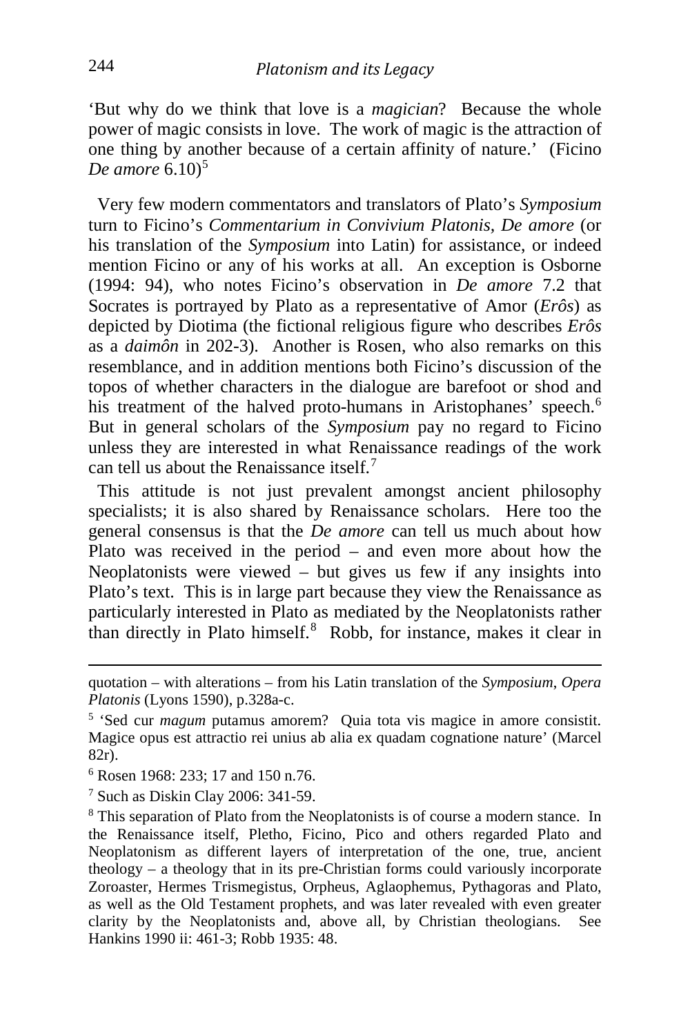'But why do we think that love is a *magician*? Because the whole power of magic consists in love. The work of magic is the attraction of one thing by another because of a certain affinity of nature.' (Ficino *De amore* 6.10)[5]

Very few modern commentators and translators of Plato's *Symposium* turn to Ficino's *Commentarium in Convivium Platonis, De amore* (or his translation of the *Symposium* into Latin) for assistance, or indeed mention Ficino or any of his works at all. An exception is Osborne (1994: 94), who notes Ficino's observation in *De amore* 7.2 that Socrates is portrayed by Plato as a representative of Amor (*Erôs*) as depicted by Diotima (the fictional religious figure who describes *Erôs* as a *daimôn* in 202-3). Another is Rosen, who also remarks on this resemblance, and in addition mentions both Ficino's discussion of the topos of whether characters in the dialogue are barefoot or shod and his treatment of the halved proto-humans in Aristophanes' speech.[6] But in general scholars of the *Symposium* pay no regard to Ficino unless they are interested in what Renaissance readings of the work can tell us about the Renaissance itself.[7]

This attitude is not just prevalent amongst ancient philosophy specialists; it is also shared by Renaissance scholars. Here too the general consensus is that the *De amore* can tell us much about how Plato was received in the period – and even more about how the Neoplatonists were viewed – but gives us few if any insights into Plato's text. This is in large part because they view the Renaissance as particularly interested in Plato as mediated by the Neoplatonists rather than directly in Plato himself.[8] Robb, for instance, makes it clear in

---

quotation – with alterations – from his Latin translation of the *Symposium*, *Opera Platonis* (Lyons 1590), p.328a-c.

[5] 'Sed cur *magum* putamus amorem? Quia tota vis magice in amore consistit. Magice opus est attractio rei unius ab alia ex quadam cognatione nature' (Marcel 82r).

[6] Rosen 1968: 233; 17 and 150 n.76.

[7] Such as Diskin Clay 2006: 341-59.

[8] This separation of Plato from the Neoplatonists is of course a modern stance. In the Renaissance itself, Pletho, Ficino, Pico and others regarded Plato and Neoplatonism as different layers of interpretation of the one, true, ancient theology – a theology that in its pre-Christian forms could variously incorporate Zoroaster, Hermes Trismegistus, Orpheus, Aglaophemus, Pythagoras and Plato, as well as the Old Testament prophets, and was later revealed with even greater clarity by the Neoplatonists and, above all, by Christian theologians. See Hankins 1990 ii: 461-3; Robb 1935: 48.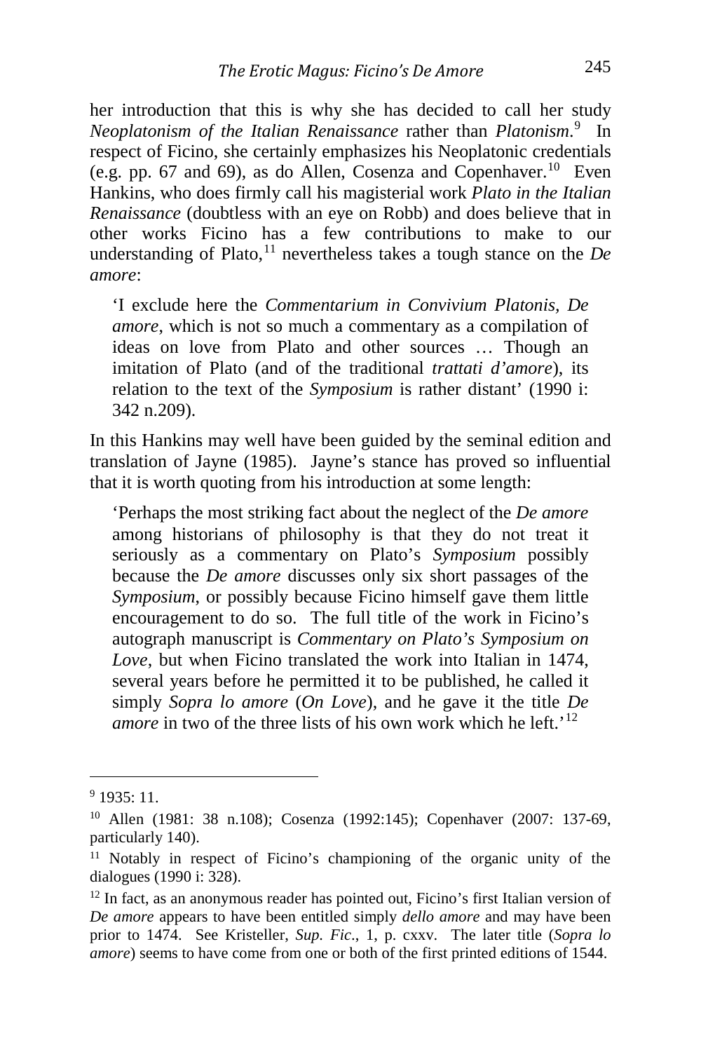her introduction that this is why she has decided to call her study *Neoplatonism of the Italian Renaissance* rather than *Platonism*.[9] In respect of Ficino, she certainly emphasizes his Neoplatonic credentials (e.g. pp. 67 and 69), as do Allen, Cosenza and Copenhaver.[10] Even Hankins, who does firmly call his magisterial work *Plato in the Italian Renaissance* (doubtless with an eye on Robb) and does believe that in other works Ficino has a few contributions to make to our understanding of Plato,[11] nevertheless takes a tough stance on the *De amore*:

> 'I exclude here the *Commentarium in Convivium Platonis*, *De amore*, which is not so much a commentary as a compilation of ideas on love from Plato and other sources … Though an imitation of Plato (and of the traditional *trattati d'amore*), its relation to the text of the *Symposium* is rather distant' (1990 i: 342 n.209).

In this Hankins may well have been guided by the seminal edition and translation of Jayne (1985). Jayne's stance has proved so influential that it is worth quoting from his introduction at some length:

> 'Perhaps the most striking fact about the neglect of the *De amore* among historians of philosophy is that they do not treat it seriously as a commentary on Plato's *Symposium* possibly because the *De amore* discusses only six short passages of the *Symposium*, or possibly because Ficino himself gave them little encouragement to do so. The full title of the work in Ficino's autograph manuscript is *Commentary on Plato's Symposium on Love*, but when Ficino translated the work into Italian in 1474, several years before he permitted it to be published, he called it simply *Sopra lo amore* (*On Love*), and he gave it the title *De amore* in two of the three lists of his own work which he left.'[12]

---

[9] 1935: 11.

[10] Allen (1981: 38 n.108); Cosenza (1992:145); Copenhaver (2007: 137-69, particularly 140).

[11] Notably in respect of Ficino's championing of the organic unity of the dialogues (1990 i: 328).

[12] In fact, as an anonymous reader has pointed out, Ficino's first Italian version of *De amore* appears to have been entitled simply *dello amore* and may have been prior to 1474. See Kristeller, *Sup. Fic*., 1, p. cxxv. The later title (*Sopra lo amore*) seems to have come from one or both of the first printed editions of 1544.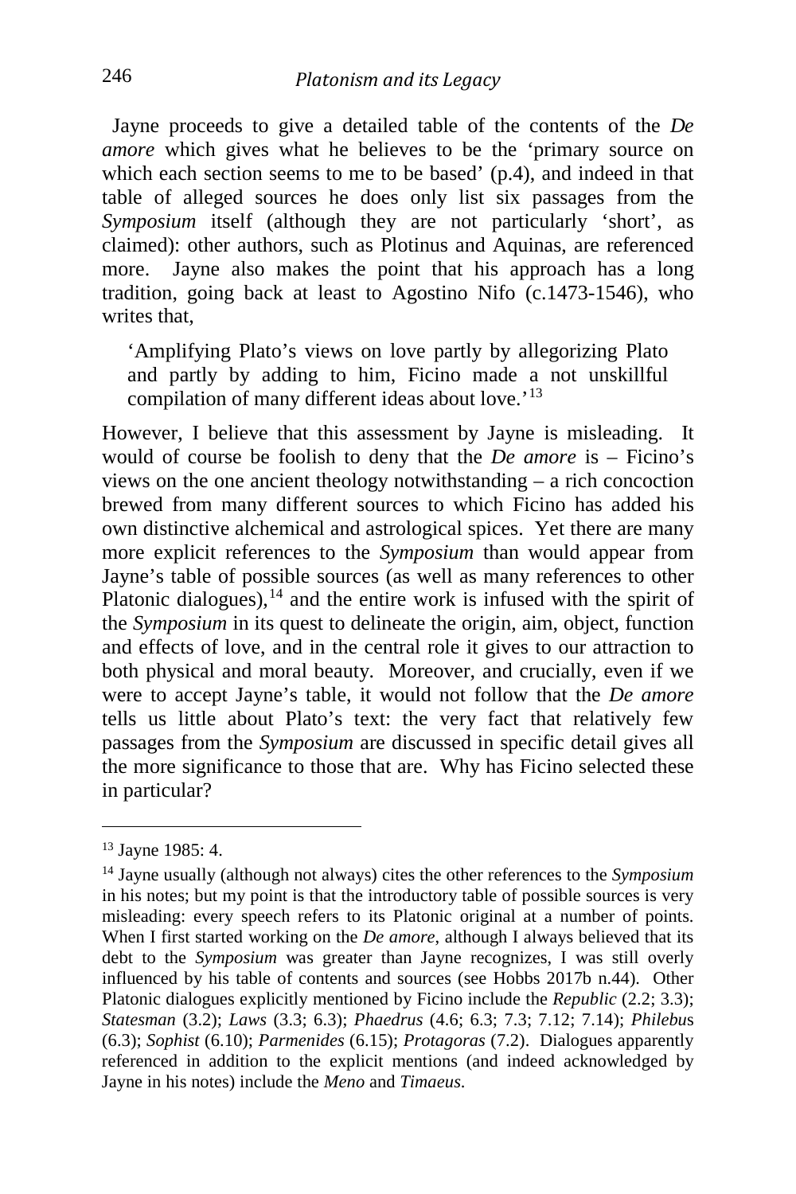Jayne proceeds to give a detailed table of the contents of the *De amore* which gives what he believes to be the 'primary source on which each section seems to me to be based' (p.4), and indeed in that table of alleged sources he does only list six passages from the *Symposium* itself (although they are not particularly 'short', as claimed): other authors, such as Plotinus and Aquinas, are referenced more. Jayne also makes the point that his approach has a long tradition, going back at least to Agostino Nifo (c.1473-1546), who writes that,

> 'Amplifying Plato's views on love partly by allegorizing Plato and partly by adding to him, Ficino made a not unskillful compilation of many different ideas about love.'[13]

However, I believe that this assessment by Jayne is misleading. It would of course be foolish to deny that the *De amore* is – Ficino's views on the one ancient theology notwithstanding – a rich concoction brewed from many different sources to which Ficino has added his own distinctive alchemical and astrological spices. Yet there are many more explicit references to the *Symposium* than would appear from Jayne's table of possible sources (as well as many references to other Platonic dialogues),[14] and the entire work is infused with the spirit of the *Symposium* in its quest to delineate the origin, aim, object, function and effects of love, and in the central role it gives to our attraction to both physical and moral beauty. Moreover, and crucially, even if we were to accept Jayne's table, it would not follow that the *De amore* tells us little about Plato's text: the very fact that relatively few passages from the *Symposium* are discussed in specific detail gives all the more significance to those that are. Why has Ficino selected these in particular?

---

[13] Jayne 1985: 4.

[14] Jayne usually (although not always) cites the other references to the *Symposium* in his notes; but my point is that the introductory table of possible sources is very misleading: every speech refers to its Platonic original at a number of points. When I first started working on the *De amore*, although I always believed that its debt to the *Symposium* was greater than Jayne recognizes, I was still overly influenced by his table of contents and sources (see Hobbs 2017b n.44). Other Platonic dialogues explicitly mentioned by Ficino include the *Republic* (2.2; 3.3); *Statesman* (3.2); *Laws* (3.3; 6.3); *Phaedrus* (4.6; 6.3; 7.3; 7.12; 7.14); *Philebus* (6.3); *Sophist* (6.10); *Parmenides* (6.15); *Protagoras* (7.2). Dialogues apparently referenced in addition to the explicit mentions (and indeed acknowledged by Jayne in his notes) include the *Meno* and *Timaeus.*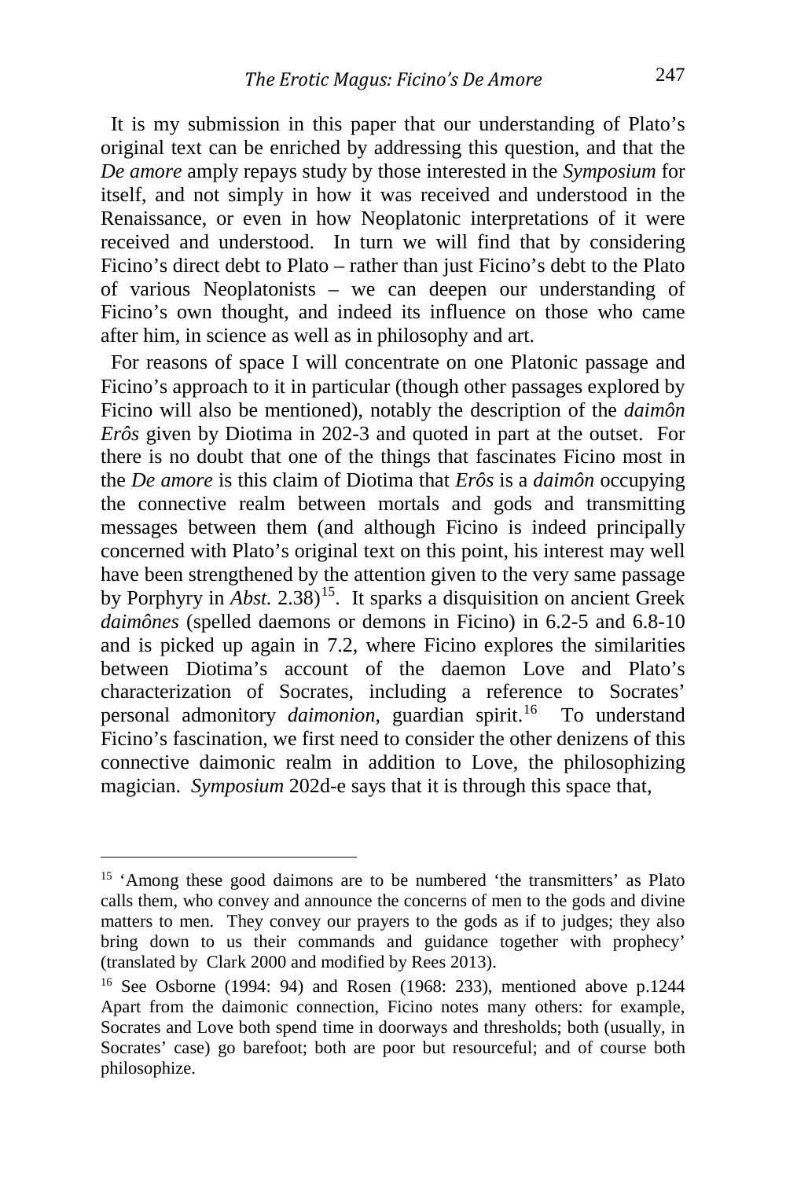It is my submission in this paper that our understanding of Plato's original text can be enriched by addressing this question, and that the *De amore* amply repays study by those interested in the *Symposium* for itself, and not simply in how it was received and understood in the Renaissance, or even in how Neoplatonic interpretations of it were received and understood. In turn we will find that by considering Ficino's direct debt to Plato – rather than just Ficino's debt to the Plato of various Neoplatonists – we can deepen our understanding of Ficino's own thought, and indeed its influence on those who came after him, in science as well as in philosophy and art.

For reasons of space I will concentrate on one Platonic passage and Ficino's approach to it in particular (though other passages explored by Ficino will also be mentioned), notably the description of the *daimôn Erôs* given by Diotima in 202-3 and quoted in part at the outset. For there is no doubt that one of the things that fascinates Ficino most in the *De amore* is this claim of Diotima that *Erôs* is a *daimôn* occupying the connective realm between mortals and gods and transmitting messages between them (and although Ficino is indeed principally concerned with Plato's original text on this point, his interest may well have been strengthened by the attention given to the very same passage by Porphyry in *Abst.* 2.38)[15]. It sparks a disquisition on ancient Greek *daimônes* (spelled daemons or demons in Ficino) in 6.2-5 and 6.8-10 and is picked up again in 7.2, where Ficino explores the similarities between Diotima's account of the daemon Love and Plato's characterization of Socrates, including a reference to Socrates' personal admonitory *daimonion*, guardian spirit.[16] To understand Ficino's fascination, we first need to consider the other denizens of this connective daimonic realm in addition to Love, the philosophizing magician. *Symposium* 202d-e says that it is through this space that,

---

[15] 'Among these good daimons are to be numbered 'the transmitters' as Plato calls them, who convey and announce the concerns of men to the gods and divine matters to men. They convey our prayers to the gods as if to judges; they also bring down to us their commands and guidance together with prophecy' (translated by Clark 2000 and modified by Rees 2013).

[16] See Osborne (1994: 94) and Rosen (1968: 233), mentioned above p.1244 Apart from the daimonic connection, Ficino notes many others: for example, Socrates and Love both spend time in doorways and thresholds; both (usually, in Socrates' case) go barefoot; both are poor but resourceful; and of course both philosophize.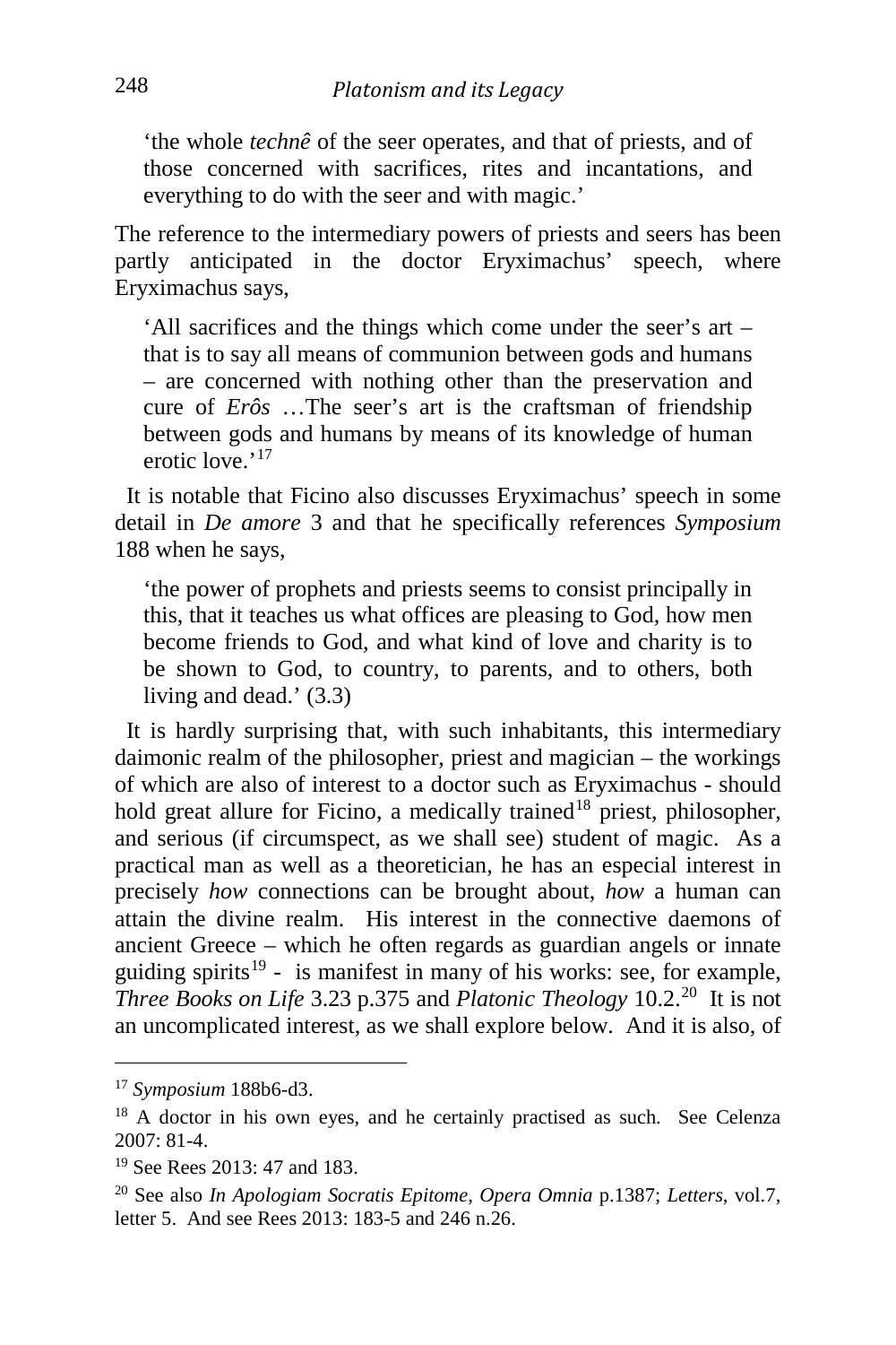'the whole *technê* of the seer operates, and that of priests, and of those concerned with sacrifices, rites and incantations, and everything to do with the seer and with magic.'

The reference to the intermediary powers of priests and seers has been partly anticipated in the doctor Eryximachus' speech, where Eryximachus says,

> 'All sacrifices and the things which come under the seer's art – that is to say all means of communion between gods and humans – are concerned with nothing other than the preservation and cure of *Erôs* …The seer's art is the craftsman of friendship between gods and humans by means of its knowledge of human erotic love.'[17]

It is notable that Ficino also discusses Eryximachus' speech in some detail in *De amore* 3 and that he specifically references *Symposium* 188 when he says,

> 'the power of prophets and priests seems to consist principally in this, that it teaches us what offices are pleasing to God, how men become friends to God, and what kind of love and charity is to be shown to God, to country, to parents, and to others, both living and dead.' (3.3)

It is hardly surprising that, with such inhabitants, this intermediary daimonic realm of the philosopher, priest and magician – the workings of which are also of interest to a doctor such as Eryximachus - should hold great allure for Ficino, a medically trained[18] priest, philosopher, and serious (if circumspect, as we shall see) student of magic. As a practical man as well as a theoretician, he has an especial interest in precisely *how* connections can be brought about, *how* a human can attain the divine realm. His interest in the connective daemons of ancient Greece – which he often regards as guardian angels or innate guiding spirits[19] - is manifest in many of his works: see, for example, *Three Books on Life* 3.23 p.375 and *Platonic Theology* 10.2.[20] It is not an uncomplicated interest, as we shall explore below. And it is also, of

---

[17] *Symposium* 188b6-d3.

[18] A doctor in his own eyes, and he certainly practised as such. See Celenza 2007: 81-4.

[19] See Rees 2013: 47 and 183.

[20] See also *In Apologiam Socratis Epitome*, *Opera Omnia* p.1387; *Letters*, vol.7, letter 5. And see Rees 2013: 183-5 and 246 n.26.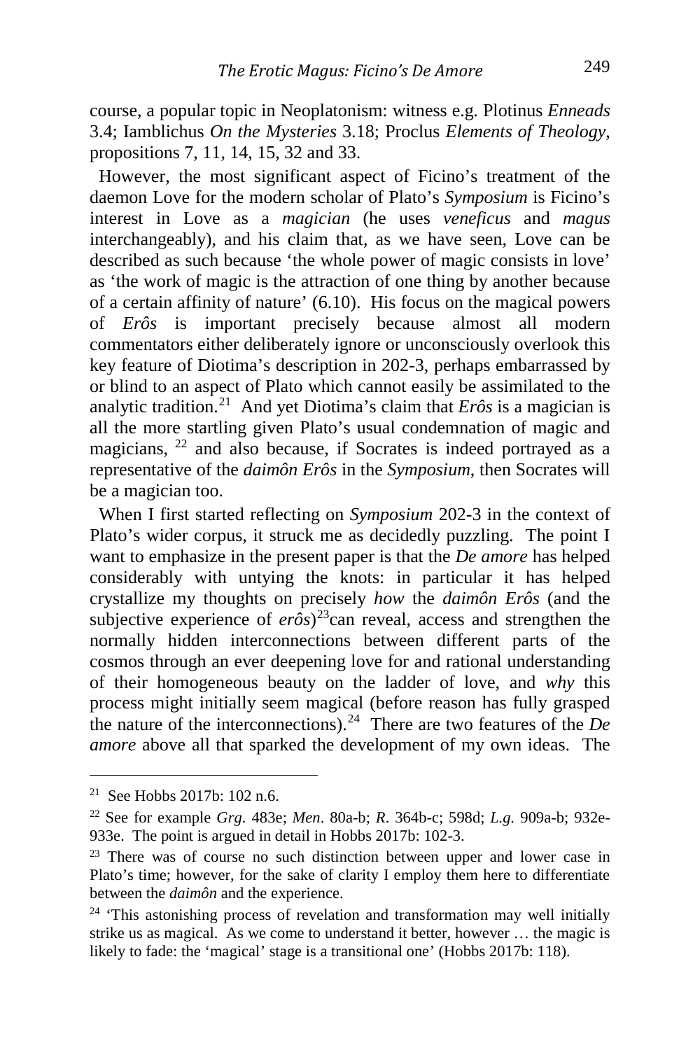course, a popular topic in Neoplatonism: witness e.g. Plotinus *Enneads* 3.4; Iamblichus *On the Mysteries* 3.18; Proclus *Elements of Theology*, propositions 7, 11, 14, 15, 32 and 33.

However, the most significant aspect of Ficino's treatment of the daemon Love for the modern scholar of Plato's *Symposium* is Ficino's interest in Love as a *magician* (he uses *veneficus* and *magus* interchangeably), and his claim that, as we have seen, Love can be described as such because 'the whole power of magic consists in love' as 'the work of magic is the attraction of one thing by another because of a certain affinity of nature' (6.10). His focus on the magical powers of *Erôs* is important precisely because almost all modern commentators either deliberately ignore or unconsciously overlook this key feature of Diotima's description in 202-3, perhaps embarrassed by or blind to an aspect of Plato which cannot easily be assimilated to the analytic tradition.[21] And yet Diotima's claim that *Erôs* is a magician is all the more startling given Plato's usual condemnation of magic and magicians, [22] and also because, if Socrates is indeed portrayed as a representative of the *daimôn Erôs* in the *Symposium*, then Socrates will be a magician too.

When I first started reflecting on *Symposium* 202-3 in the context of Plato's wider corpus, it struck me as decidedly puzzling. The point I want to emphasize in the present paper is that the *De amore* has helped considerably with untying the knots: in particular it has helped crystallize my thoughts on precisely *how* the *daimôn Erôs* (and the subjective experience of *erôs*)[23]can reveal, access and strengthen the normally hidden interconnections between different parts of the cosmos through an ever deepening love for and rational understanding of their homogeneous beauty on the ladder of love, and *why* this process might initially seem magical (before reason has fully grasped the nature of the interconnections).[24] There are two features of the *De amore* above all that sparked the development of my own ideas. The

---

[21] See Hobbs 2017b: 102 n.6.

[22] See for example *Grg*. 483e; *Men*. 80a-b; *R*. 364b-c; 598d; *L.g.* 909a-b; 932e-933e. The point is argued in detail in Hobbs 2017b: 102-3.

[23] There was of course no such distinction between upper and lower case in Plato's time; however, for the sake of clarity I employ them here to differentiate between the *daimôn* and the experience.

[24] 'This astonishing process of revelation and transformation may well initially strike us as magical. As we come to understand it better, however … the magic is likely to fade: the 'magical' stage is a transitional one' (Hobbs 2017b: 118).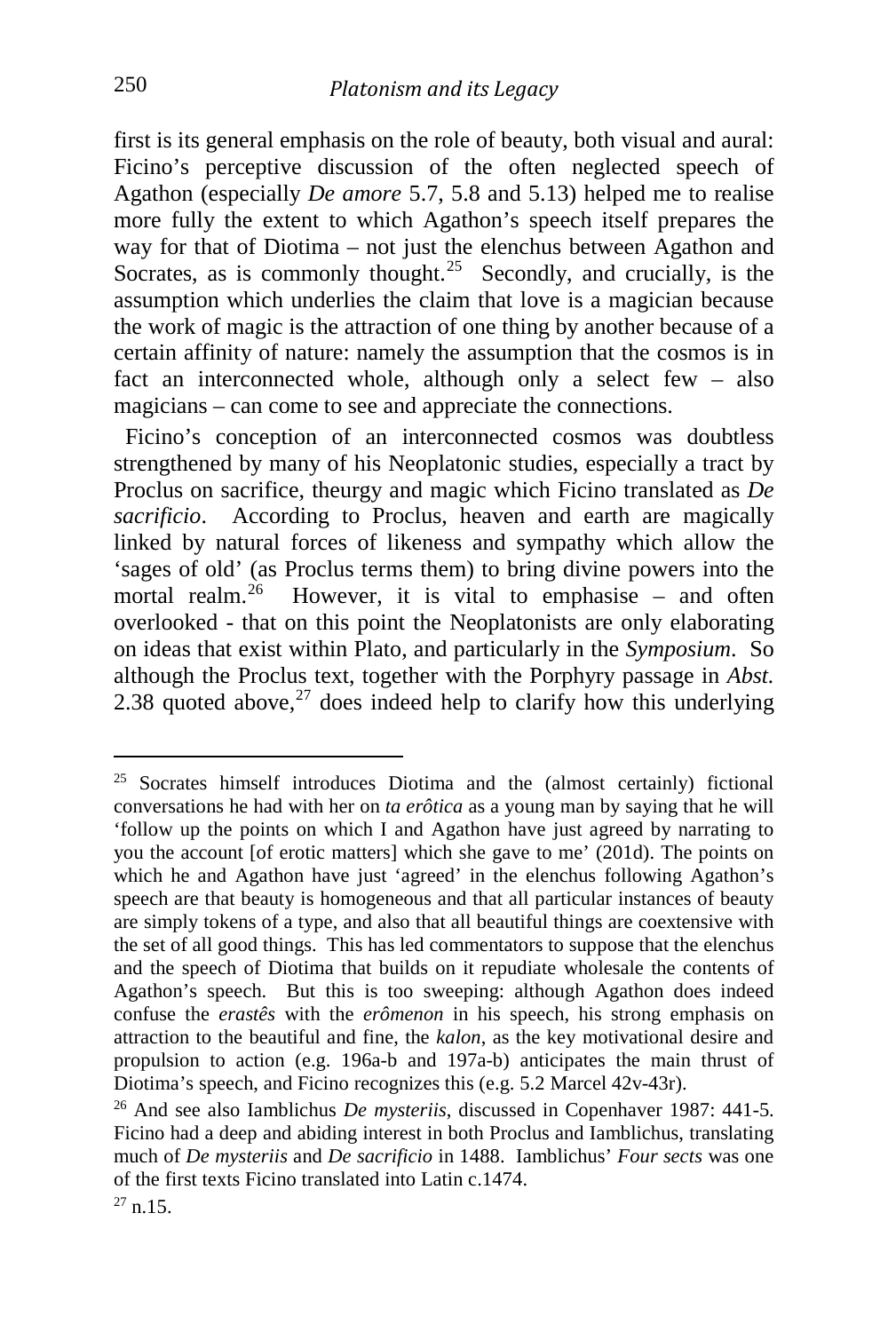first is its general emphasis on the role of beauty, both visual and aural: Ficino's perceptive discussion of the often neglected speech of Agathon (especially *De amore* 5.7, 5.8 and 5.13) helped me to realise more fully the extent to which Agathon's speech itself prepares the way for that of Diotima – not just the elenchus between Agathon and Socrates, as is commonly thought.[25] Secondly, and crucially, is the assumption which underlies the claim that love is a magician because the work of magic is the attraction of one thing by another because of a certain affinity of nature: namely the assumption that the cosmos is in fact an interconnected whole, although only a select few – also magicians – can come to see and appreciate the connections.

Ficino's conception of an interconnected cosmos was doubtless strengthened by many of his Neoplatonic studies, especially a tract by Proclus on sacrifice, theurgy and magic which Ficino translated as *De sacrificio*. According to Proclus, heaven and earth are magically linked by natural forces of likeness and sympathy which allow the 'sages of old' (as Proclus terms them) to bring divine powers into the mortal realm.[26] However, it is vital to emphasise – and often overlooked - that on this point the Neoplatonists are only elaborating on ideas that exist within Plato, and particularly in the *Symposium*. So although the Proclus text, together with the Porphyry passage in *Abst.* 2.38 quoted above,[27] does indeed help to clarify how this underlying

---

[25] Socrates himself introduces Diotima and the (almost certainly) fictional conversations he had with her on *ta erôtica* as a young man by saying that he will 'follow up the points on which I and Agathon have just agreed by narrating to you the account [of erotic matters] which she gave to me' (201d). The points on which he and Agathon have just 'agreed' in the elenchus following Agathon's speech are that beauty is homogeneous and that all particular instances of beauty are simply tokens of a type, and also that all beautiful things are coextensive with the set of all good things. This has led commentators to suppose that the elenchus and the speech of Diotima that builds on it repudiate wholesale the contents of Agathon's speech. But this is too sweeping: although Agathon does indeed confuse the *erastês* with the *erômenon* in his speech, his strong emphasis on attraction to the beautiful and fine, the *kalon*, as the key motivational desire and propulsion to action (e.g. 196a-b and 197a-b) anticipates the main thrust of Diotima's speech, and Ficino recognizes this (e.g. 5.2 Marcel 42v-43r).

[26] And see also Iamblichus *De mysteriis*, discussed in Copenhaver 1987: 441-5. Ficino had a deep and abiding interest in both Proclus and Iamblichus, translating much of *De mysteriis* and *De sacrificio* in 1488. Iamblichus' *Four sects* was one of the first texts Ficino translated into Latin c.1474.

[27] n.15.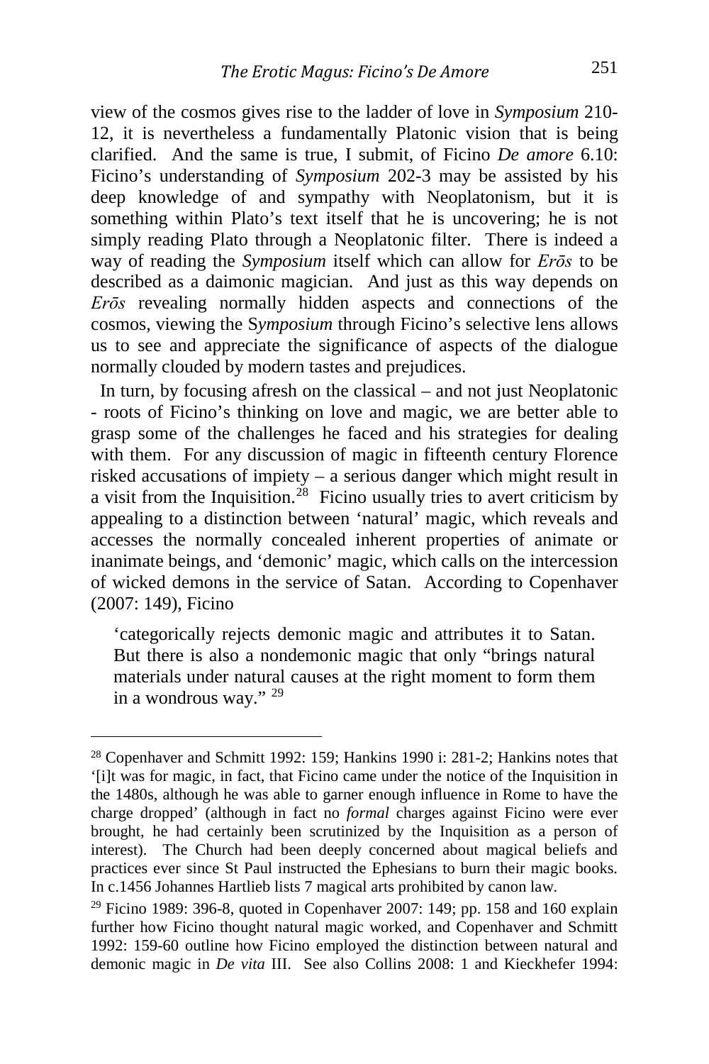view of the cosmos gives rise to the ladder of love in *Symposium* 210-12, it is nevertheless a fundamentally Platonic vision that is being clarified. And the same is true, I submit, of Ficino *De amore* 6.10: Ficino's understanding of *Symposium* 202-3 may be assisted by his deep knowledge of and sympathy with Neoplatonism, but it is something within Plato's text itself that he is uncovering; he is not simply reading Plato through a Neoplatonic filter. There is indeed a way of reading the *Symposium* itself which can allow for *Erōs* to be described as a daimonic magician. And just as this way depends on *Erōs* revealing normally hidden aspects and connections of the cosmos, viewing the S*ymposium* through Ficino's selective lens allows us to see and appreciate the significance of aspects of the dialogue normally clouded by modern tastes and prejudices.

In turn, by focusing afresh on the classical – and not just Neoplatonic - roots of Ficino's thinking on love and magic, we are better able to grasp some of the challenges he faced and his strategies for dealing with them. For any discussion of magic in fifteenth century Florence risked accusations of impiety – a serious danger which might result in a visit from the Inquisition.[28] Ficino usually tries to avert criticism by appealing to a distinction between 'natural' magic, which reveals and accesses the normally concealed inherent properties of animate or inanimate beings, and 'demonic' magic, which calls on the intercession of wicked demons in the service of Satan. According to Copenhaver (2007: 149), Ficino

> 'categorically rejects demonic magic and attributes it to Satan. But there is also a nondemonic magic that only "brings natural materials under natural causes at the right moment to form them in a wondrous way." [29]

---

[28] Copenhaver and Schmitt 1992: 159; Hankins 1990 i: 281-2; Hankins notes that '[i]t was for magic, in fact, that Ficino came under the notice of the Inquisition in the 1480s, although he was able to garner enough influence in Rome to have the charge dropped' (although in fact no *formal* charges against Ficino were ever brought, he had certainly been scrutinized by the Inquisition as a person of interest). The Church had been deeply concerned about magical beliefs and practices ever since St Paul instructed the Ephesians to burn their magic books. In c.1456 Johannes Hartlieb lists 7 magical arts prohibited by canon law.

[29] Ficino 1989: 396-8, quoted in Copenhaver 2007: 149; pp. 158 and 160 explain further how Ficino thought natural magic worked, and Copenhaver and Schmitt 1992: 159-60 outline how Ficino employed the distinction between natural and demonic magic in *De vita* III. See also Collins 2008: 1 and Kieckhefer 1994: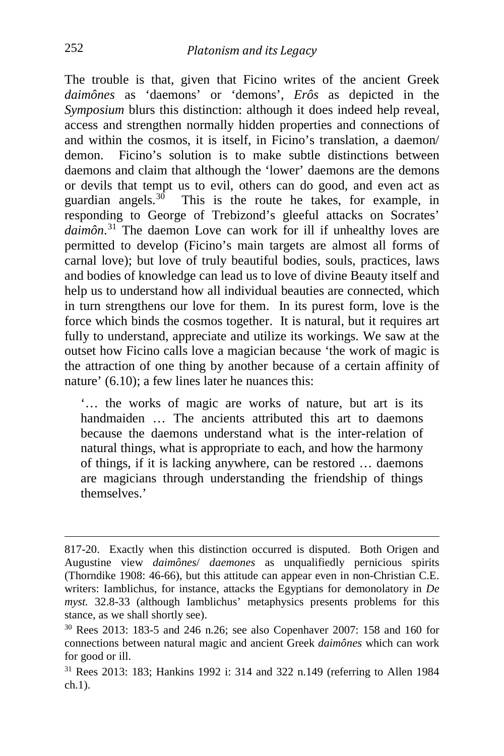The trouble is that, given that Ficino writes of the ancient Greek *daimônes* as 'daemons' or 'demons', *Erôs* as depicted in the *Symposium* blurs this distinction: although it does indeed help reveal, access and strengthen normally hidden properties and connections of and within the cosmos, it is itself, in Ficino's translation, a daemon/ demon. Ficino's solution is to make subtle distinctions between daemons and claim that although the 'lower' daemons are the demons or devils that tempt us to evil, others can do good, and even act as guardian angels.[30] This is the route he takes, for example, in responding to George of Trebizond's gleeful attacks on Socrates' *daimôn*.[31] The daemon Love can work for ill if unhealthy loves are permitted to develop (Ficino's main targets are almost all forms of carnal love); but love of truly beautiful bodies, souls, practices, laws and bodies of knowledge can lead us to love of divine Beauty itself and help us to understand how all individual beauties are connected, which in turn strengthens our love for them. In its purest form, love is the force which binds the cosmos together. It is natural, but it requires art fully to understand, appreciate and utilize its workings. We saw at the outset how Ficino calls love a magician because 'the work of magic is the attraction of one thing by another because of a certain affinity of nature' (6.10); a few lines later he nuances this:

> '… the works of magic are works of nature, but art is its handmaiden … The ancients attributed this art to daemons because the daemons understand what is the inter-relation of natural things, what is appropriate to each, and how the harmony of things, if it is lacking anywhere, can be restored … daemons are magicians through understanding the friendship of things themselves.'

---

817-20. Exactly when this distinction occurred is disputed. Both Origen and Augustine view *daimônes*/ *daemones* as unqualifiedly pernicious spirits (Thorndike 1908: 46-66), but this attitude can appear even in non-Christian C.E. writers: Iamblichus, for instance, attacks the Egyptians for demonolatory in *De myst.* 32.8-33 (although Iamblichus' metaphysics presents problems for this stance, as we shall shortly see).

[30] Rees 2013: 183-5 and 246 n.26; see also Copenhaver 2007: 158 and 160 for connections between natural magic and ancient Greek *daimônes* which can work for good or ill.

[31] Rees 2013: 183; Hankins 1992 i: 314 and 322 n.149 (referring to Allen 1984 ch.1).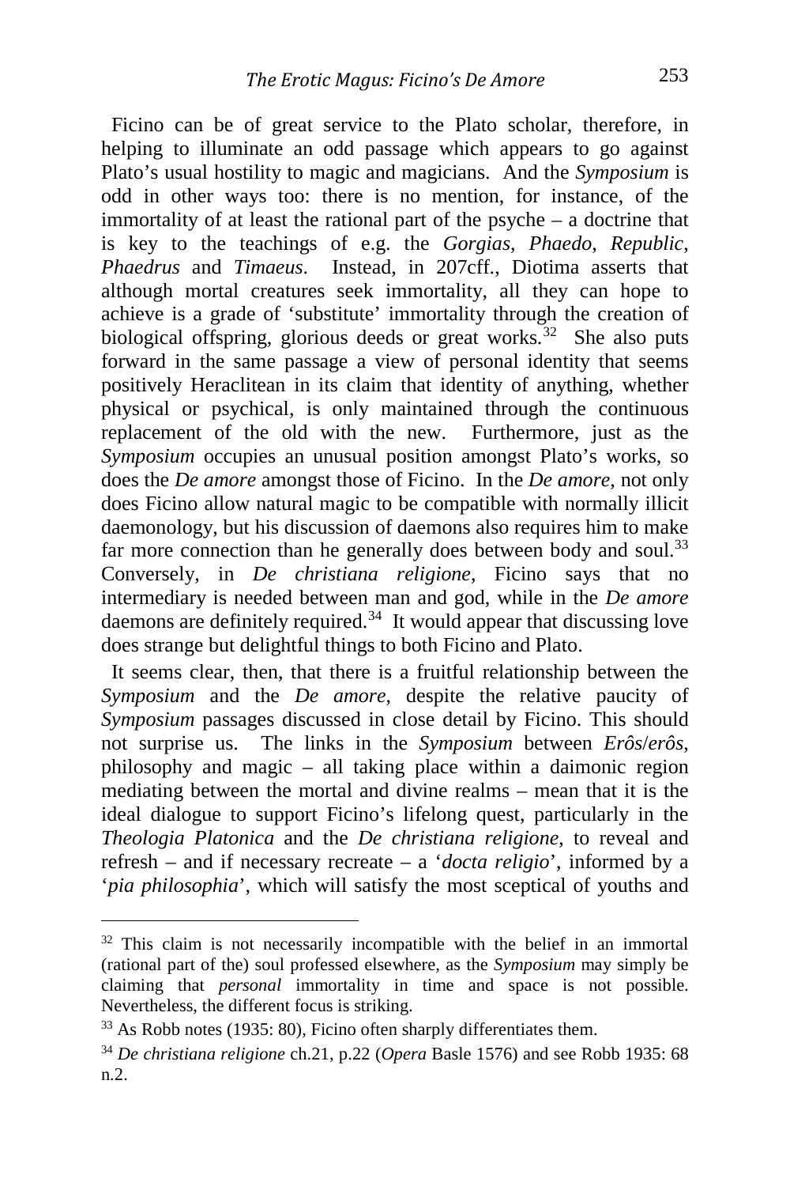Ficino can be of great service to the Plato scholar, therefore, in helping to illuminate an odd passage which appears to go against Plato's usual hostility to magic and magicians. And the *Symposium* is odd in other ways too: there is no mention, for instance, of the immortality of at least the rational part of the psyche – a doctrine that is key to the teachings of e.g. the *Gorgias*, *Phaedo*, *Republic*, *Phaedrus* and *Timaeus*. Instead, in 207cff., Diotima asserts that although mortal creatures seek immortality, all they can hope to achieve is a grade of 'substitute' immortality through the creation of biological offspring, glorious deeds or great works.[32] She also puts forward in the same passage a view of personal identity that seems positively Heraclitean in its claim that identity of anything, whether physical or psychical, is only maintained through the continuous replacement of the old with the new. Furthermore, just as the *Symposium* occupies an unusual position amongst Plato's works, so does the *De amore* amongst those of Ficino. In the *De amore*, not only does Ficino allow natural magic to be compatible with normally illicit daemonology, but his discussion of daemons also requires him to make far more connection than he generally does between body and soul.[33] Conversely, in *De christiana religione*, Ficino says that no intermediary is needed between man and god, while in the *De amore* daemons are definitely required.[34] It would appear that discussing love does strange but delightful things to both Ficino and Plato.

It seems clear, then, that there is a fruitful relationship between the *Symposium* and the *De amore*, despite the relative paucity of *Symposium* passages discussed in close detail by Ficino. This should not surprise us. The links in the *Symposium* between *Erôs*/*erôs*, philosophy and magic – all taking place within a daimonic region mediating between the mortal and divine realms – mean that it is the ideal dialogue to support Ficino's lifelong quest, particularly in the *Theologia Platonica* and the *De christiana religione*, to reveal and refresh – and if necessary recreate – a '*docta religio*', informed by a '*pia philosophia*', which will satisfy the most sceptical of youths and

---

[32] This claim is not necessarily incompatible with the belief in an immortal (rational part of the) soul professed elsewhere, as the *Symposium* may simply be claiming that *personal* immortality in time and space is not possible. Nevertheless, the different focus is striking.

[33] As Robb notes (1935: 80), Ficino often sharply differentiates them.

[34] *De christiana religione* ch.21, p.22 (*Opera* Basle 1576) and see Robb 1935: 68 n.2.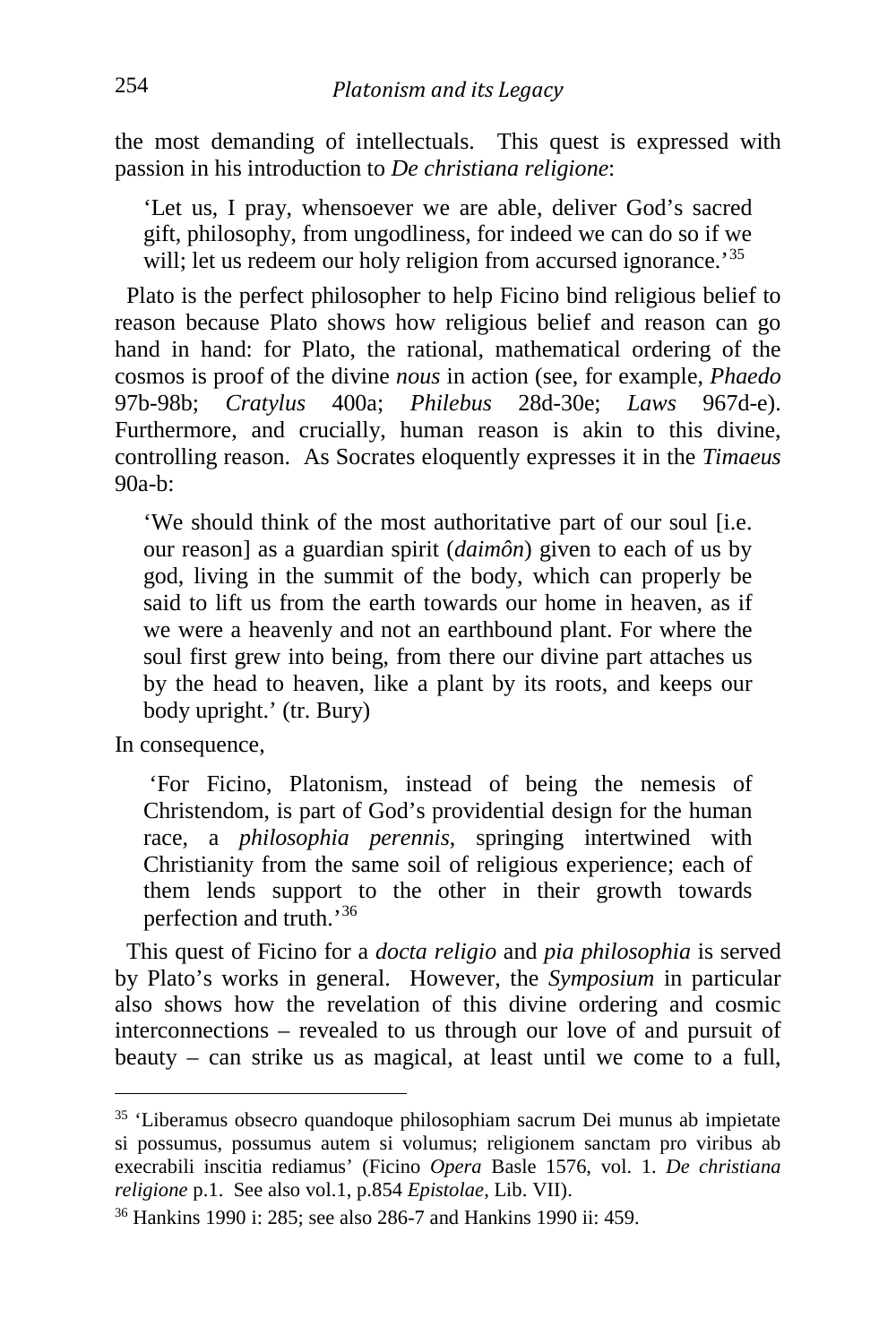the most demanding of intellectuals. This quest is expressed with passion in his introduction to *De christiana religione*:

> 'Let us, I pray, whensoever we are able, deliver God's sacred gift, philosophy, from ungodliness, for indeed we can do so if we will; let us redeem our holy religion from accursed ignorance.'[35]

Plato is the perfect philosopher to help Ficino bind religious belief to reason because Plato shows how religious belief and reason can go hand in hand: for Plato, the rational, mathematical ordering of the cosmos is proof of the divine *nous* in action (see, for example, *Phaedo* 97b-98b; *Cratylus* 400a; *Philebus* 28d-30e; *Laws* 967d-e). Furthermore, and crucially, human reason is akin to this divine, controlling reason. As Socrates eloquently expresses it in the *Timaeus* 90a-b:

> 'We should think of the most authoritative part of our soul [i.e. our reason] as a guardian spirit (*daimôn*) given to each of us by god, living in the summit of the body, which can properly be said to lift us from the earth towards our home in heaven, as if we were a heavenly and not an earthbound plant. For where the soul first grew into being, from there our divine part attaches us by the head to heaven, like a plant by its roots, and keeps our body upright.' (tr. Bury)

In consequence,

> 'For Ficino, Platonism, instead of being the nemesis of Christendom, is part of God's providential design for the human race, a *philosophia perennis*, springing intertwined with Christianity from the same soil of religious experience; each of them lends support to the other in their growth towards perfection and truth.'[36]

This quest of Ficino for a *docta religio* and *pia philosophia* is served by Plato's works in general. However, the *Symposium* in particular also shows how the revelation of this divine ordering and cosmic interconnections – revealed to us through our love of and pursuit of beauty – can strike us as magical, at least until we come to a full,

---

[35] 'Liberamus obsecro quandoque philosophiam sacrum Dei munus ab impietate si possumus, possumus autem si volumus; religionem sanctam pro viribus ab execrabili inscitia rediamus' (Ficino *Opera* Basle 1576, vol. 1. *De christiana religione* p.1. See also vol.1, p.854 *Epistolae*, Lib. VII).

[36] Hankins 1990 i: 285; see also 286-7 and Hankins 1990 ii: 459.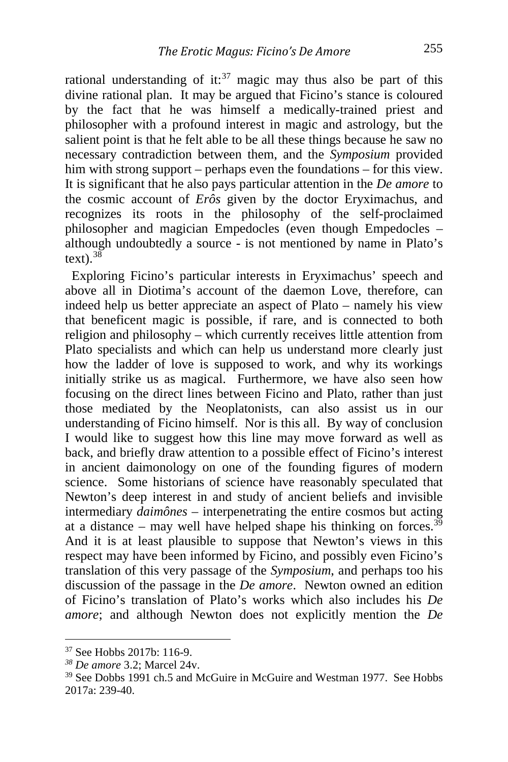rational understanding of it:[37] magic may thus also be part of this divine rational plan. It may be argued that Ficino's stance is coloured by the fact that he was himself a medically-trained priest and philosopher with a profound interest in magic and astrology, but the salient point is that he felt able to be all these things because he saw no necessary contradiction between them, and the *Symposium* provided him with strong support – perhaps even the foundations – for this view. It is significant that he also pays particular attention in the *De amore* to the cosmic account of *Erôs* given by the doctor Eryximachus, and recognizes its roots in the philosophy of the self-proclaimed philosopher and magician Empedocles (even though Empedocles – although undoubtedly a source - is not mentioned by name in Plato's text).[38]

Exploring Ficino's particular interests in Eryximachus' speech and above all in Diotima's account of the daemon Love, therefore, can indeed help us better appreciate an aspect of Plato – namely his view that beneficent magic is possible, if rare, and is connected to both religion and philosophy – which currently receives little attention from Plato specialists and which can help us understand more clearly just how the ladder of love is supposed to work, and why its workings initially strike us as magical. Furthermore, we have also seen how focusing on the direct lines between Ficino and Plato, rather than just those mediated by the Neoplatonists, can also assist us in our understanding of Ficino himself. Nor is this all. By way of conclusion I would like to suggest how this line may move forward as well as back, and briefly draw attention to a possible effect of Ficino's interest in ancient daimonology on one of the founding figures of modern science. Some historians of science have reasonably speculated that Newton's deep interest in and study of ancient beliefs and invisible intermediary *daimônes* – interpenetrating the entire cosmos but acting at a distance – may well have helped shape his thinking on forces.[39] And it is at least plausible to suppose that Newton's views in this respect may have been informed by Ficino, and possibly even Ficino's translation of this very passage of the *Symposium*, and perhaps too his discussion of the passage in the *De amore*. Newton owned an edition of Ficino's translation of Plato's works which also includes his *De amore*; and although Newton does not explicitly mention the *De*

---

[37] See Hobbs 2017b: 116-9.

[38] *De amore* 3.2; Marcel 24v.

[39] See Dobbs 1991 ch.5 and McGuire in McGuire and Westman 1977. See Hobbs 2017a: 239-40.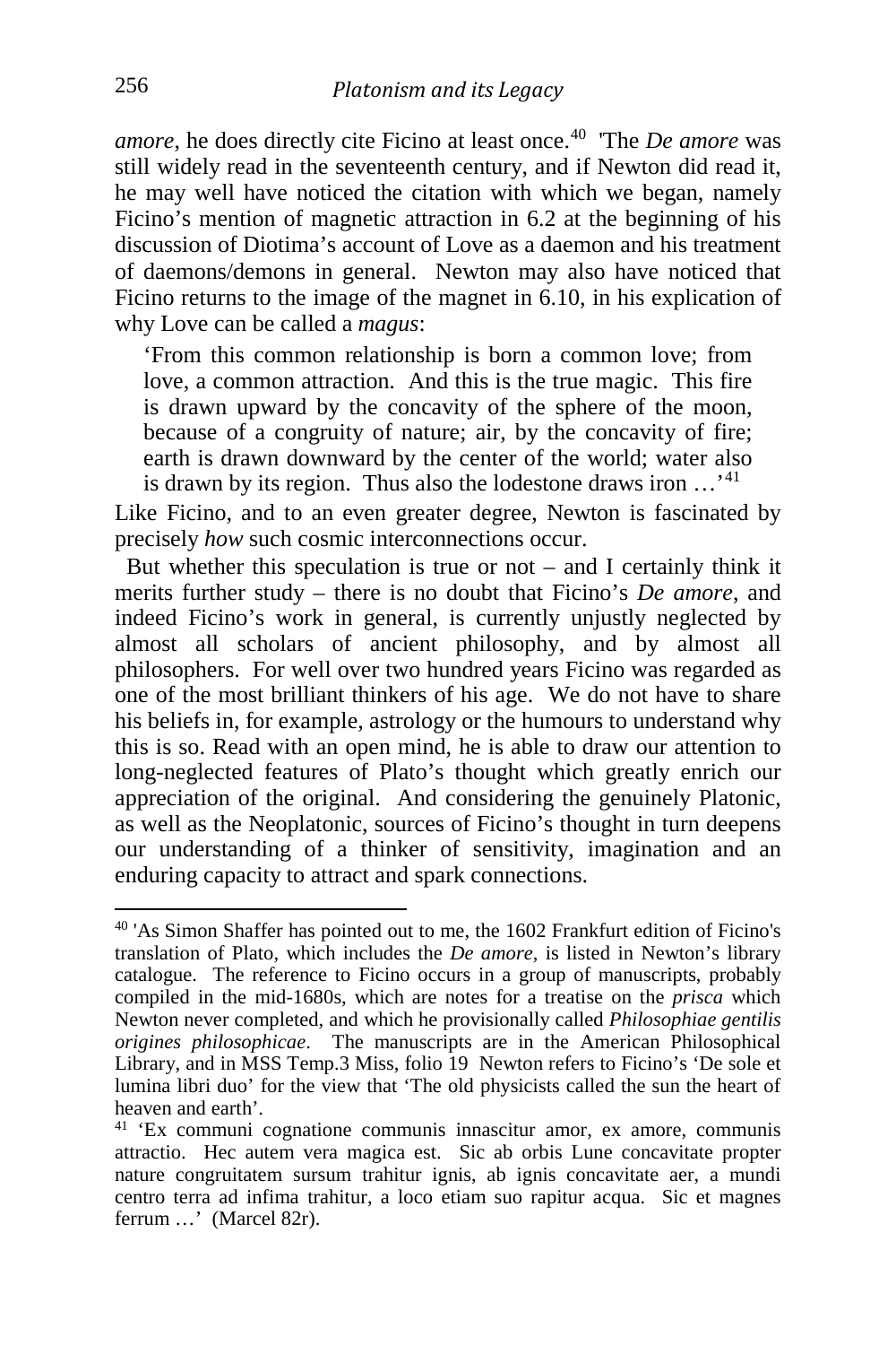*amore*, he does directly cite Ficino at least once.[40] 'The *De amore* was still widely read in the seventeenth century, and if Newton did read it, he may well have noticed the citation with which we began, namely Ficino's mention of magnetic attraction in 6.2 at the beginning of his discussion of Diotima's account of Love as a daemon and his treatment of daemons/demons in general. Newton may also have noticed that Ficino returns to the image of the magnet in 6.10, in his explication of why Love can be called a *magus*:

> 'From this common relationship is born a common love; from love, a common attraction. And this is the true magic. This fire is drawn upward by the concavity of the sphere of the moon, because of a congruity of nature; air, by the concavity of fire; earth is drawn downward by the center of the world; water also is drawn by its region. Thus also the lodestone draws iron …'[41]

Like Ficino, and to an even greater degree, Newton is fascinated by precisely *how* such cosmic interconnections occur.

But whether this speculation is true or not – and I certainly think it merits further study – there is no doubt that Ficino's *De amore*, and indeed Ficino's work in general, is currently unjustly neglected by almost all scholars of ancient philosophy, and by almost all philosophers. For well over two hundred years Ficino was regarded as one of the most brilliant thinkers of his age. We do not have to share his beliefs in, for example, astrology or the humours to understand why this is so. Read with an open mind, he is able to draw our attention to long-neglected features of Plato's thought which greatly enrich our appreciation of the original. And considering the genuinely Platonic, as well as the Neoplatonic, sources of Ficino's thought in turn deepens our understanding of a thinker of sensitivity, imagination and an enduring capacity to attract and spark connections.

---

[40] 'As Simon Shaffer has pointed out to me, the 1602 Frankfurt edition of Ficino's translation of Plato, which includes the *De amore*, is listed in Newton's library catalogue. The reference to Ficino occurs in a group of manuscripts, probably compiled in the mid-1680s, which are notes for a treatise on the *prisca* which Newton never completed, and which he provisionally called *Philosophiae gentilis origines philosophicae*. The manuscripts are in the American Philosophical Library, and in MSS Temp.3 Miss, folio 19 Newton refers to Ficino's 'De sole et lumina libri duo' for the view that 'The old physicists called the sun the heart of heaven and earth'.

[41] 'Ex communi cognatione communis innascitur amor, ex amore, communis attractio. Hec autem vera magica est. Sic ab orbis Lune concavitate propter nature congruitatem sursum trahitur ignis, ab ignis concavitate aer, a mundi centro terra ad infima trahitur, a loco etiam suo rapitur acqua. Sic et magnes ferrum …' (Marcel 82r).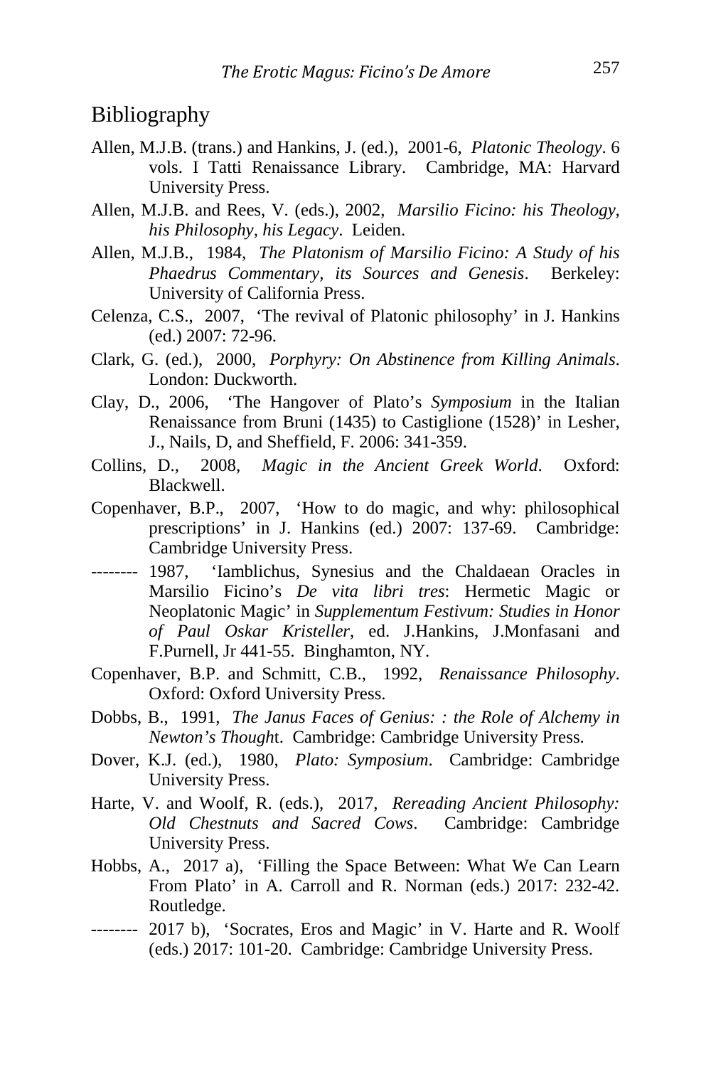## Bibliography

Allen, M.J.B. (trans.) and Hankins, J. (ed.), 2001-6, *Platonic Theology*. 6 vols. I Tatti Renaissance Library. Cambridge, MA: Harvard University Press.

Allen, M.J.B. and Rees, V. (eds.), 2002, *Marsilio Ficino: his Theology, his Philosophy, his Legacy*. Leiden.

Allen, M.J.B., 1984, *The Platonism of Marsilio Ficino: A Study of his Phaedrus Commentary, its Sources and Genesis*. Berkeley: University of California Press.

Celenza, C.S., 2007, 'The revival of Platonic philosophy' in J. Hankins (ed.) 2007: 72-96.

Clark, G. (ed.), 2000, *Porphyry: On Abstinence from Killing Animals*. London: Duckworth.

Clay, D., 2006, 'The Hangover of Plato's *Symposium* in the Italian Renaissance from Bruni (1435) to Castiglione (1528)' in Lesher, J., Nails, D, and Sheffield, F. 2006: 341-359.

Collins, D., 2008, *Magic in the Ancient Greek World*. Oxford: Blackwell.

Copenhaver, B.P., 2007, 'How to do magic, and why: philosophical prescriptions' in J. Hankins (ed.) 2007: 137-69. Cambridge: Cambridge University Press.

-------- 1987, 'Iamblichus, Synesius and the Chaldaean Oracles in Marsilio Ficino's *De vita libri tres*: Hermetic Magic or Neoplatonic Magic' in *Supplementum Festivum: Studies in Honor of Paul Oskar Kristeller*, ed. J.Hankins, J.Monfasani and F.Purnell, Jr 441-55. Binghamton, NY.

Copenhaver, B.P. and Schmitt, C.B., 1992, *Renaissance Philosophy*. Oxford: Oxford University Press.

Dobbs, B., 1991, *The Janus Faces of Genius: : the Role of Alchemy in Newton's Thought*. Cambridge: Cambridge University Press.

Dover, K.J. (ed.), 1980, *Plato: Symposium*. Cambridge: Cambridge University Press.

Harte, V. and Woolf, R. (eds.), 2017, *Rereading Ancient Philosophy: Old Chestnuts and Sacred Cows*. Cambridge: Cambridge University Press.

Hobbs, A., 2017 a), 'Filling the Space Between: What We Can Learn From Plato' in A. Carroll and R. Norman (eds.) 2017: 232-42. Routledge.

-------- 2017 b), 'Socrates, Eros and Magic' in V. Harte and R. Woolf (eds.) 2017: 101-20. Cambridge: Cambridge University Press.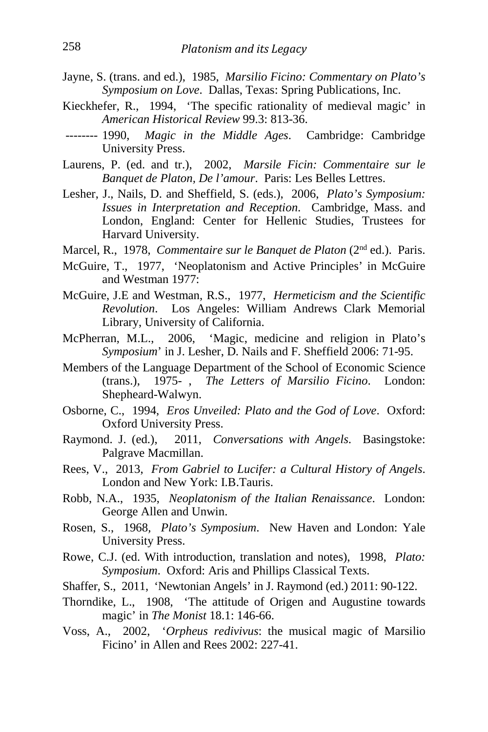Jayne, S. (trans. and ed.), 1985, *Marsilio Ficino: Commentary on Plato's Symposium on Love*. Dallas, Texas: Spring Publications, Inc.

Kieckhefer, R., 1994, 'The specific rationality of medieval magic' in *American Historical Review* 99.3: 813-36.

-------- 1990, *Magic in the Middle Ages*. Cambridge: Cambridge University Press.

Laurens, P. (ed. and tr.), 2002, *Marsile Ficin: Commentaire sur le Banquet de Platon, De l'amour*. Paris: Les Belles Lettres.

Lesher, J., Nails, D. and Sheffield, S. (eds.), 2006, *Plato's Symposium: Issues in Interpretation and Reception*. Cambridge, Mass. and London, England: Center for Hellenic Studies, Trustees for Harvard University.

Marcel, R., 1978, *Commentaire sur le Banquet de Platon* (2nd ed.). Paris.

McGuire, T., 1977, 'Neoplatonism and Active Principles' in McGuire and Westman 1977:

McGuire, J.E and Westman, R.S., 1977, *Hermeticism and the Scientific Revolution*. Los Angeles: William Andrews Clark Memorial Library, University of California.

McPherran, M.L., 2006, 'Magic, medicine and religion in Plato's *Symposium*' in J. Lesher, D. Nails and F. Sheffield 2006: 71-95.

Members of the Language Department of the School of Economic Science (trans.), 1975- , *The Letters of Marsilio Ficino*. London: Shepheard-Walwyn.

Osborne, C., 1994, *Eros Unveiled: Plato and the God of Love*. Oxford: Oxford University Press.

Raymond. J. (ed.), 2011, *Conversations with Angels*. Basingstoke: Palgrave Macmillan.

Rees, V., 2013, *From Gabriel to Lucifer: a Cultural History of Angels*. London and New York: I.B.Tauris.

Robb, N.A., 1935, *Neoplatonism of the Italian Renaissance*. London: George Allen and Unwin.

Rosen, S., 1968, *Plato's Symposium*. New Haven and London: Yale University Press.

Rowe, C.J. (ed. With introduction, translation and notes), 1998, *Plato: Symposium*. Oxford: Aris and Phillips Classical Texts.

Shaffer, S., 2011, 'Newtonian Angels' in J. Raymond (ed.) 2011: 90-122.

Thorndike, L., 1908, 'The attitude of Origen and Augustine towards magic' in *The Monist* 18.1: 146-66.

Voss, A., 2002, '*Orpheus redivivus*: the musical magic of Marsilio Ficino' in Allen and Rees 2002: 227-41.